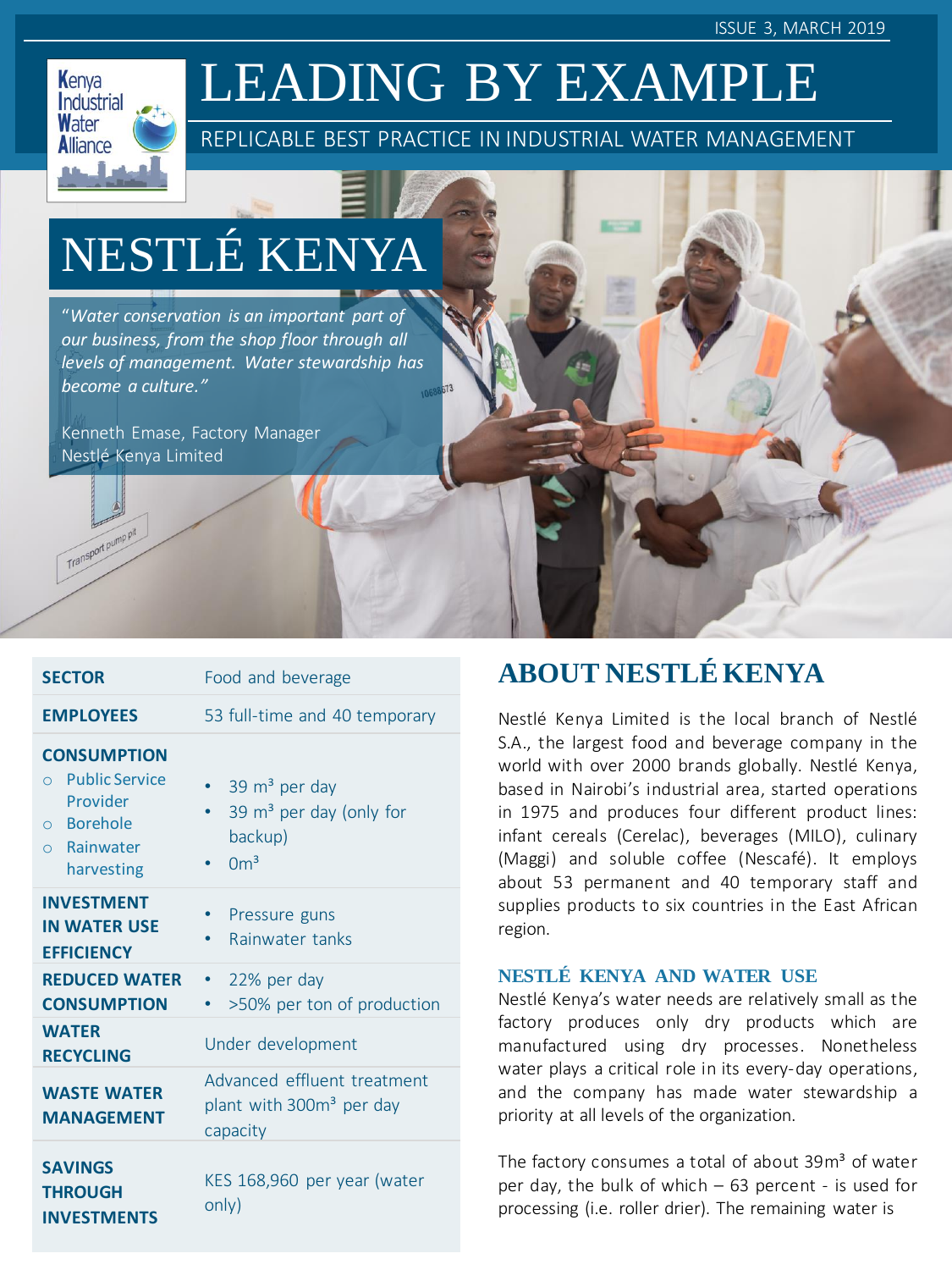ISSUE 3, MARCH 2019

Kenya Industrial Water Alliance

# LEADING BY EXAMPLE

REPLICABLE BEST PRACTICE IN INDUSTRIAL WATER MANAGEMENT

# NESTLÉ KENYA

*"Water conservation is an important part of our business, from the shop floor through all levels of management. Water stewardship has become a culture."*

Kenneth Emase, Factory Manager
Nestlé Kenya Limited

| | |
|---|---|
| **SECTOR** | Food and beverage |
| **EMPLOYEES** | 53 full-time and 40 temporary |
| **CONSUMPTION**<br>○ Public Service Provider<br>○ Borehole<br>○ Rainwater harvesting | • 39 $m^3$ per day<br>• 39 $m^3$ per day (only for backup)<br>• 0$m^3$ |
| **INVESTMENT IN WATER USE EFFICIENCY** | • Pressure guns<br>• Rainwater tanks |
| **REDUCED WATER CONSUMPTION** | • 22% per day<br>• >50% per ton of production |
| **WATER RECYCLING** | Under development |
| **WASTE WATER MANAGEMENT** | Advanced effluent treatment plant with 300$m^3$ per day capacity |
| **SAVINGS THROUGH INVESTMENTS** | KES 168,960 per year (water only) |

## ABOUT NESTLÉ KENYA

Nestlé Kenya Limited is the local branch of Nestlé S.A., the largest food and beverage company in the world with over 2000 brands globally. Nestlé Kenya, based in Nairobi's industrial area, started operations in 1975 and produces four different product lines: infant cereals (Cerelac), beverages (MILO), culinary (Maggi) and soluble coffee (Nescafé). It employs about 53 permanent and 40 temporary staff and supplies products to six countries in the East African region.

### NESTLÉ KENYA AND WATER USE

Nestlé Kenya's water needs are relatively small as the factory produces only dry products which are manufactured using dry processes. Nonetheless water plays a critical role in its every-day operations, and the company has made water stewardship a priority at all levels of the organization.

The factory consumes a total of about 39$m^3$ of water per day, the bulk of which – 63 percent - is used for processing (i.e. roller drier). The remaining water is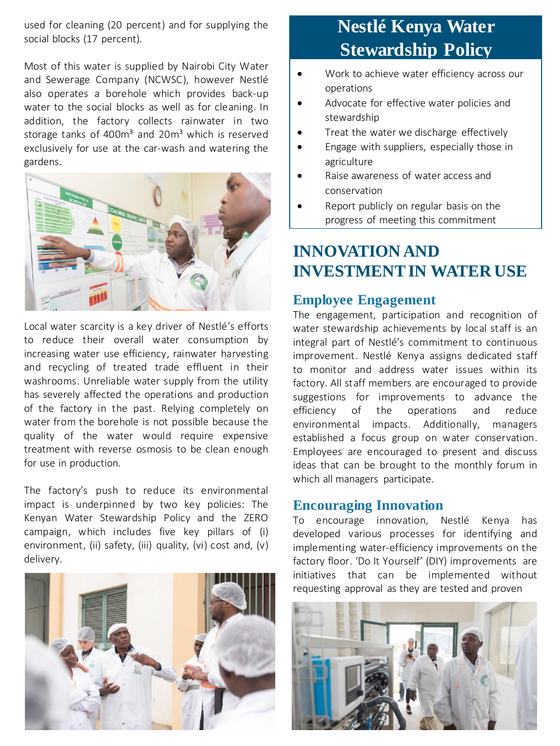used for cleaning (20 percent) and for supplying the social blocks (17 percent).

Most of this water is supplied by Nairobi City Water and Sewerage Company (NCWSC), however Nestlé also operates a borehole which provides back-up water to the social blocks as well as for cleaning. In addition, the factory collects rainwater in two storage tanks of $400m^3$ and $20m^3$ which is reserved exclusively for use at the car-wash and watering the gardens.

Local water scarcity is a key driver of Nestlé's efforts to reduce their overall water consumption by increasing water use efficiency, rainwater harvesting and recycling of treated trade effluent in their washrooms. Unreliable water supply from the utility has severely affected the operations and production of the factory in the past. Relying completely on water from the borehole is not possible because the quality of the water would require expensive treatment with reverse osmosis to be clean enough for use in production.

The factory's push to reduce its environmental impact is underpinned by two key policies: The Kenyan Water Stewardship Policy and the ZERO campaign, which includes five key pillars of (i) environment, (ii) safety, (iii) quality, (vi) cost and, (v) delivery.

## Nestlé Kenya Water Stewardship Policy

- Work to achieve water efficiency across our operations
- Advocate for effective water policies and stewardship
- Treat the water we discharge effectively
- Engage with suppliers, especially those in agriculture
- Raise awareness of water access and conservation
- Report publicly on regular basis on the progress of meeting this commitment

# INNOVATION AND INVESTMENT IN WATER USE

## Employee Engagement

The engagement, participation and recognition of water stewardship achievements by local staff is an integral part of Nestlé's commitment to continuous improvement. Nestlé Kenya assigns dedicated staff to monitor and address water issues within its factory. All staff members are encouraged to provide suggestions for improvements to advance the efficiency of the operations and reduce environmental impacts. Additionally, managers established a focus group on water conservation. Employees are encouraged to present and discuss ideas that can be brought to the monthly forum in which all managers participate.

## Encouraging Innovation

To encourage innovation, Nestlé Kenya has developed various processes for identifying and implementing water-efficiency improvements on the factory floor. 'Do It Yourself' (DIY) improvements are initiatives that can be implemented without requesting approval as they are tested and proven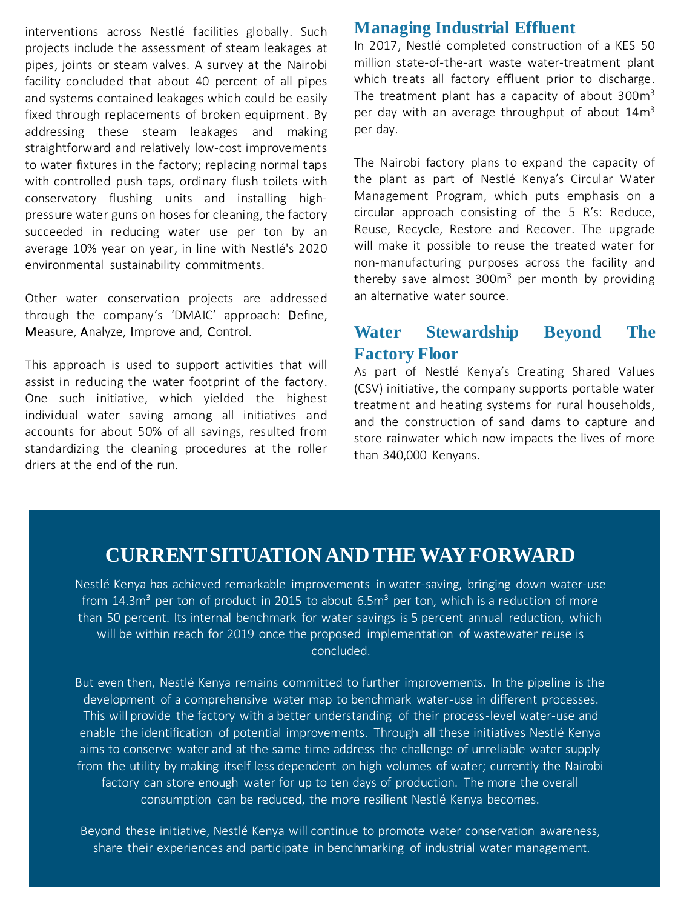interventions across Nestlé facilities globally. Such projects include the assessment of steam leakages at pipes, joints or steam valves. A survey at the Nairobi facility concluded that about 40 percent of all pipes and systems contained leakages which could be easily fixed through replacements of broken equipment. By addressing these steam leakages and making straightforward and relatively low-cost improvements to water fixtures in the factory; replacing normal taps with controlled push taps, ordinary flush toilets with conservatory flushing units and installing high-pressure water guns on hoses for cleaning, the factory succeeded in reducing water use per ton by an average 10% year on year, in line with Nestlé's 2020 environmental sustainability commitments.

Other water conservation projects are addressed through the company's 'DMAIC' approach: **D**efine, **M**easure, **A**nalyze, **I**mprove and, **C**ontrol.

This approach is used to support activities that will assist in reducing the water footprint of the factory. One such initiative, which yielded the highest individual water saving among all initiatives and accounts for about 50% of all savings, resulted from standardizing the cleaning procedures at the roller driers at the end of the run.

## Managing Industrial Effluent

In 2017, Nestlé completed construction of a KES 50 million state-of-the-art waste water-treatment plant which treats all factory effluent prior to discharge. The treatment plant has a capacity of about 300m$^3$ per day with an average throughput of about 14m$^3$ per day.

The Nairobi factory plans to expand the capacity of the plant as part of Nestlé Kenya's Circular Water Management Program, which puts emphasis on a circular approach consisting of the 5 R's: Reduce, Reuse, Recycle, Restore and Recover. The upgrade will make it possible to reuse the treated water for non-manufacturing purposes across the facility and thereby save almost 300m$^3$ per month by providing an alternative water source.

## Water Stewardship Beyond The Factory Floor

As part of Nestlé Kenya's Creating Shared Values (CSV) initiative, the company supports portable water treatment and heating systems for rural households, and the construction of sand dams to capture and store rainwater which now impacts the lives of more than 340,000 Kenyans.

## CURRENT SITUATION AND THE WAY FORWARD

Nestlé Kenya has achieved remarkable improvements in water-saving, bringing down water-use from 14.3m$^3$ per ton of product in 2015 to about 6.5m$^3$ per ton, which is a reduction of more than 50 percent. Its internal benchmark for water savings is 5 percent annual reduction, which will be within reach for 2019 once the proposed implementation of wastewater reuse is concluded.

But even then, Nestlé Kenya remains committed to further improvements. In the pipeline is the development of a comprehensive water map to benchmark water-use in different processes. This will provide the factory with a better understanding of their process-level water-use and enable the identification of potential improvements. Through all these initiatives Nestlé Kenya aims to conserve water and at the same time address the challenge of unreliable water supply from the utility by making itself less dependent on high volumes of water; currently the Nairobi factory can store enough water for up to ten days of production. The more the overall consumption can be reduced, the more resilient Nestlé Kenya becomes.

Beyond these initiative, Nestlé Kenya will continue to promote water conservation awareness, share their experiences and participate in benchmarking of industrial water management.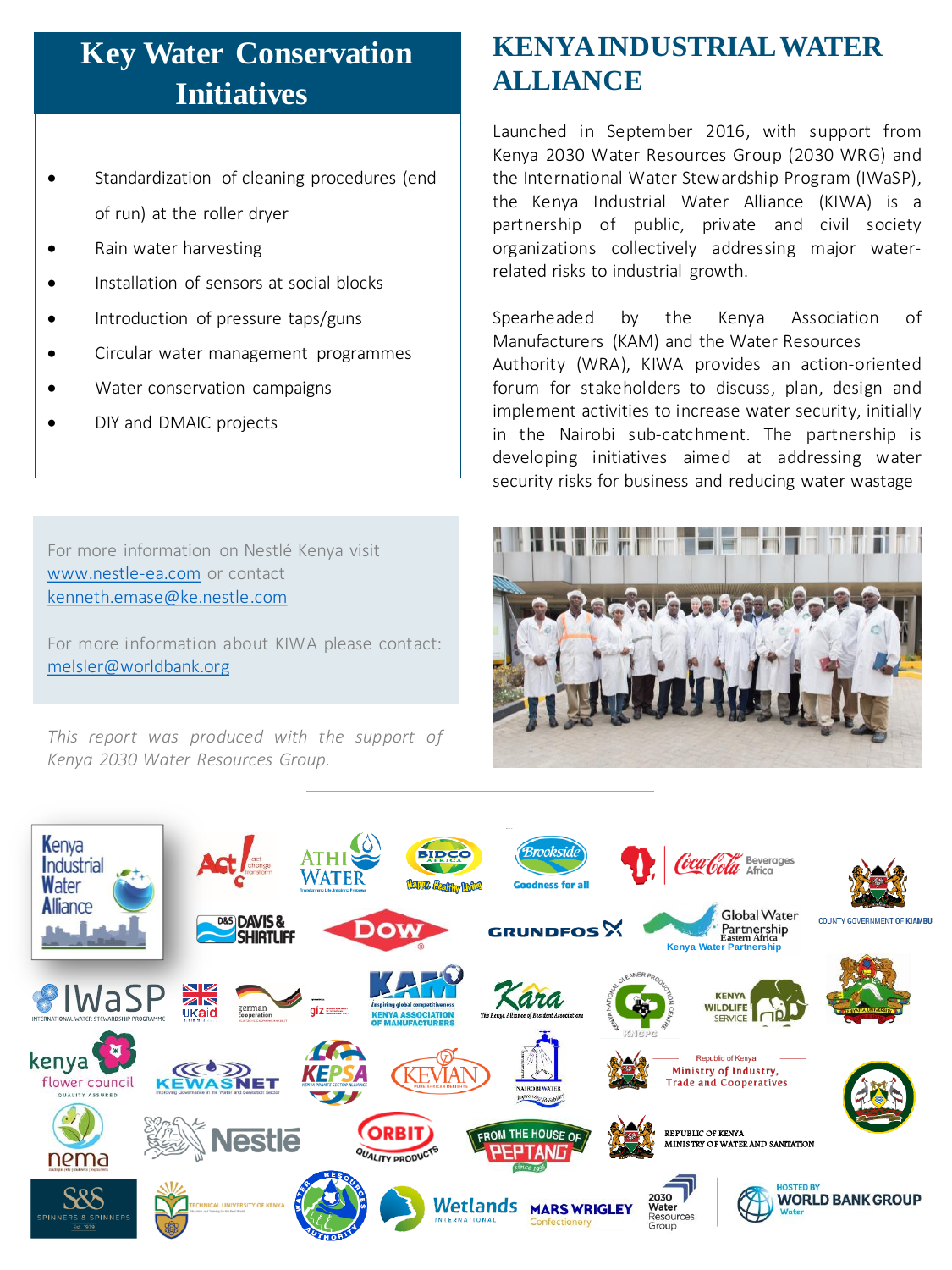## Key Water Conservation Initiatives

- Standardization of cleaning procedures (end of run) at the roller dryer
- Rain water harvesting
- Installation of sensors at social blocks
- Introduction of pressure taps/guns
- Circular water management programmes
- Water conservation campaigns
- DIY and DMAIC projects

For more information on Nestlé Kenya visit www.nestle-ea.com or contact kenneth.emase@ke.nestle.com

For more information about KIWA please contact: melsler@worldbank.org

*This report was produced with the support of Kenya 2030 Water Resources Group.*

# KENYA INDUSTRIAL WATER ALLIANCE

Launched in September 2016, with support from Kenya 2030 Water Resources Group (2030 WRG) and the International Water Stewardship Program (IWaSP), the Kenya Industrial Water Alliance (KIWA) is a partnership of public, private and civil society organizations collectively addressing major water-related risks to industrial growth.

Spearheaded by the Kenya Association of Manufacturers (KAM) and the Water Resources Authority (WRA), KIWA provides an action-oriented forum for stakeholders to discuss, plan, design and implement activities to increase water security, initially in the Nairobi sub-catchment. The partnership is developing initiatives aimed at addressing water security risks for business and reducing water wastage